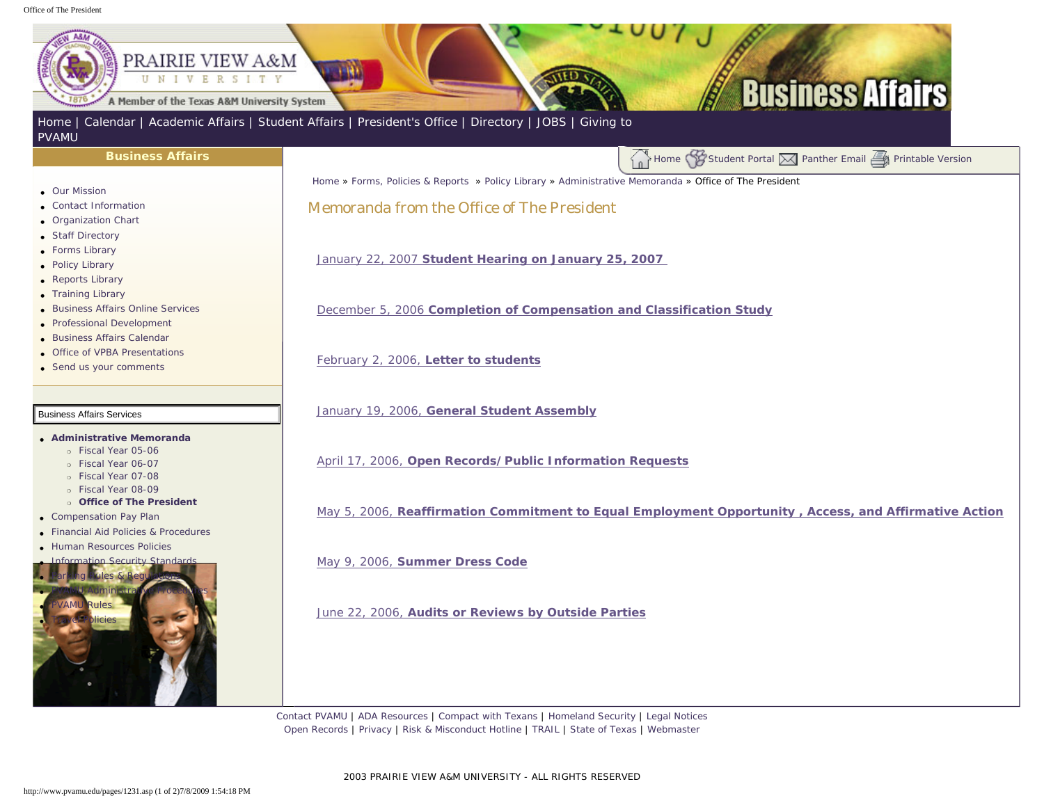Home | Calendar | Academic Affairs | Student Affairs | President's Office | Directory | JOBS | Giving to PVAMU

**Business Affairs**

- Our Mission
- Contact Information
- Organization Chart
- Staff Directory
- Forms Library
- Policy Library
- Reports Library
- Training Library
- Business Affairs Online Services
- Professional Development
- Business Affairs Calendar
- Office of VPBA Presentations
- Send us your comments

Business Affairs Services

- **Administrative Memoranda**
  - Fiscal Year 05-06
  - Fiscal Year 06-07
  - Fiscal Year 07-08
  - Fiscal Year 08-09
  - **Office of The President**
- Compensation Pay Plan
- Financial Aid Policies & Procedures
- Human Resources Policies
- Information Security Standards
- Parking Rules & Regulations
- PVAMU Administrative Procedures
- PVAMU Rules
- Travel Policies

Home Student Portal Panther Email Printable Version

Home » Forms, Policies & Reports » Policy Library » Administrative Memoranda » Office of The President

## Memoranda from the Office of The President

January 22, 2007 **Student Hearing on January 25, 2007**

December 5, 2006 **Completion of Compensation and Classification Study**

February 2, 2006, **Letter to students**

January 19, 2006, **General Student Assembly**

April 17, 2006, **Open Records/Public Information Requests**

May 5, 2006, **Reaffirmation Commitment to Equal Employment Opportunity , Access, and Affirmative Action**

May 9, 2006, **Summer Dress Code**

June 22, 2006, **Audits or Reviews by Outside Parties**

Contact PVAMU | ADA Resources | Compact with Texans | Homeland Security | Legal Notices
Open Records | Privacy | Risk & Misconduct Hotline | TRAIL | State of Texas | Webmaster

2003 PRAIRIE VIEW A&M UNIVERSITY - ALL RIGHTS RESERVED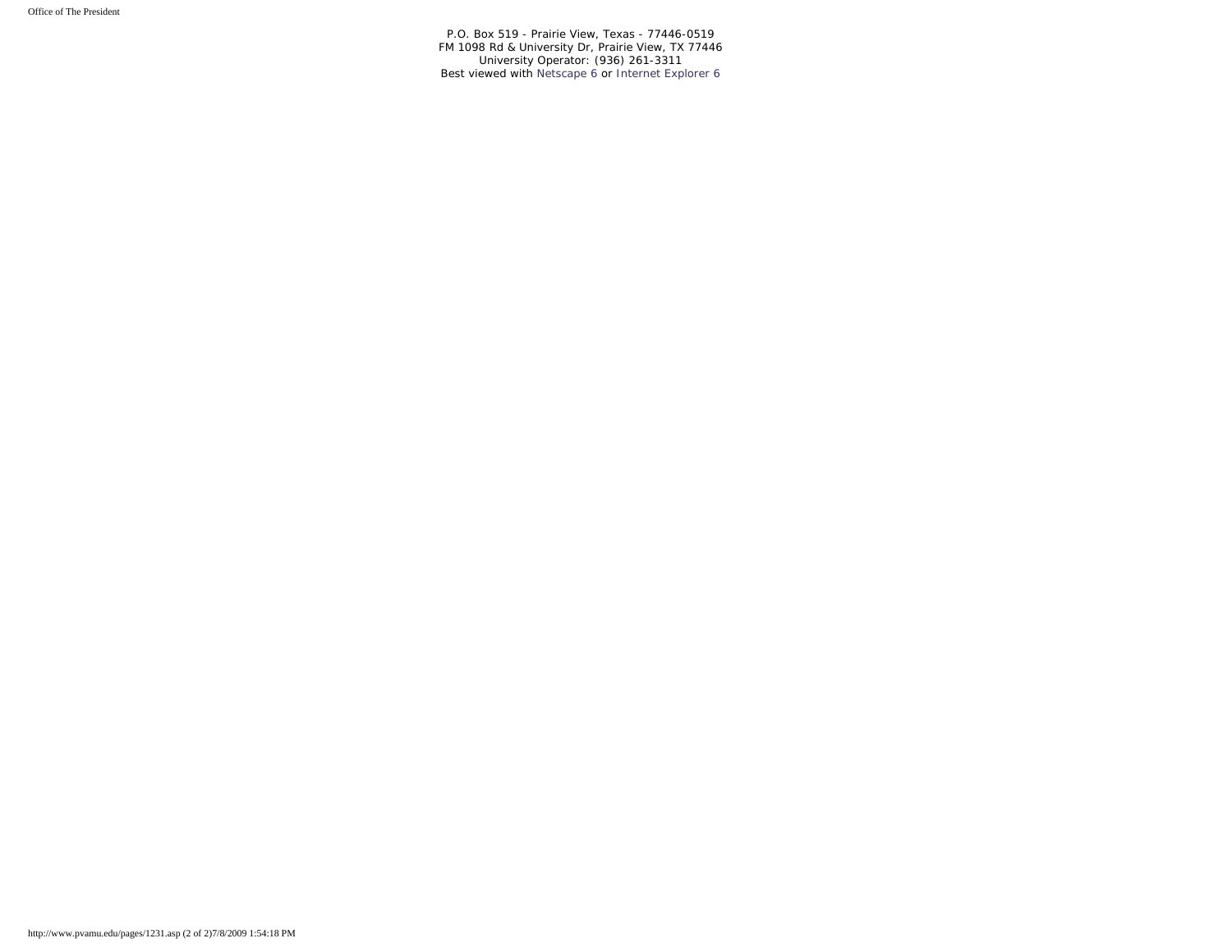P.O. Box 519 - Prairie View, Texas - 77446-0519
FM 1098 Rd & University Dr, Prairie View, TX 77446
University Operator: (936) 261-3311
Best viewed with Netscape 6 or Internet Explorer 6